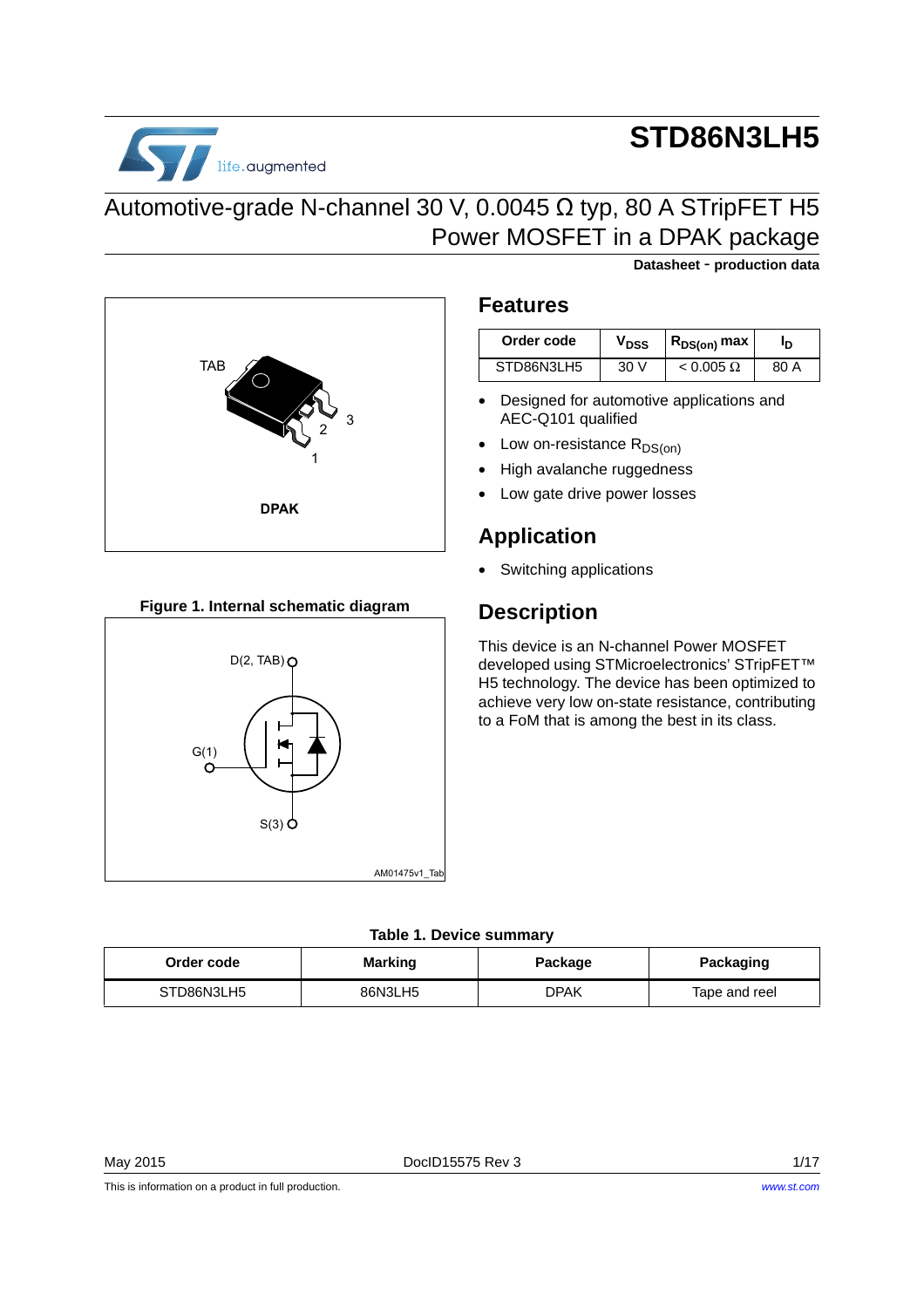# STD86N3LH5

## Automotive-grade N-channel 30 V, 0.0045 Ω typ, 80 A STripFET H5 Power MOSFET in a DPAK package

**Datasheet - production data**

DPAK

## Features

| Order code | $V_{DSS}$ | $R_{DS(on)}$ max | $I_D$ |
|---|---|---|---|
| STD86N3LH5 | 30 V | < 0.005 Ω | 80 A |

- Designed for automotive applications and AEC-Q101 qualified
- Low on-resistance $R_{DS(on)}$
- High avalanche ruggedness
- Low gate drive power losses

## Application

- Switching applications

## Description

This device is an N-channel Power MOSFET developed using STMicroelectronics' STripFET™ H5 technology. The device has been optimized to achieve very low on-state resistance, contributing to a FoM that is among the best in its class.

**Figure 1. Internal schematic diagram**

**Table 1. Device summary**

| Order code | Marking | Package | Packaging |
|---|---|---|---|
| STD86N3LH5 | 86N3LH5 | DPAK | Tape and reel |

May 2015 DocID15575 Rev 3

This is information on a product in full production. www.st.com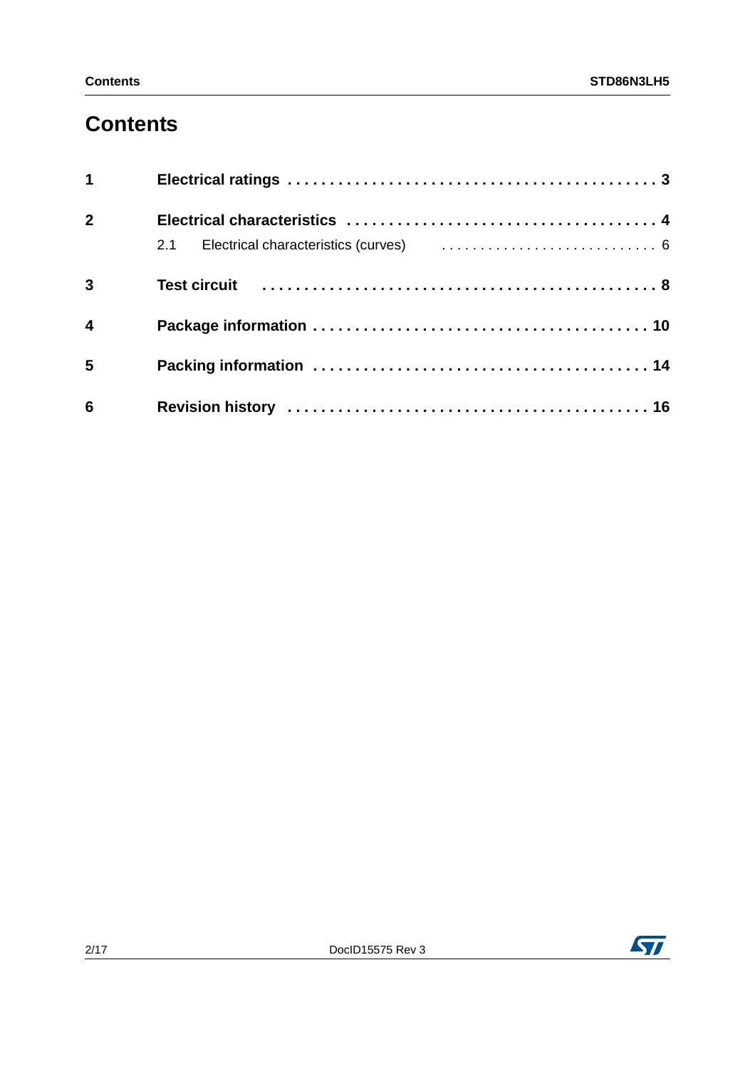# Contents

1 **Electrical ratings** . . . . . . . . . . . . . . . . . . . . . . . . . . . . . . . . . . . . . . . . . . . . **3**

2 **Electrical characteristics** . . . . . . . . . . . . . . . . . . . . . . . . . . . . . . . . . . . . . **4**

   2.1 Electrical characteristics (curves) . . . . . . . . . . . . . . . . . . . . . . . . . . . . 6

3 **Test circuit** . . . . . . . . . . . . . . . . . . . . . . . . . . . . . . . . . . . . . . . . . . . . . . . . **8**

4 **Package information** . . . . . . . . . . . . . . . . . . . . . . . . . . . . . . . . . . . . . . **10**

5 **Packing information** . . . . . . . . . . . . . . . . . . . . . . . . . . . . . . . . . . . . . . **14**

6 **Revision history** . . . . . . . . . . . . . . . . . . . . . . . . . . . . . . . . . . . . . . . . . **16**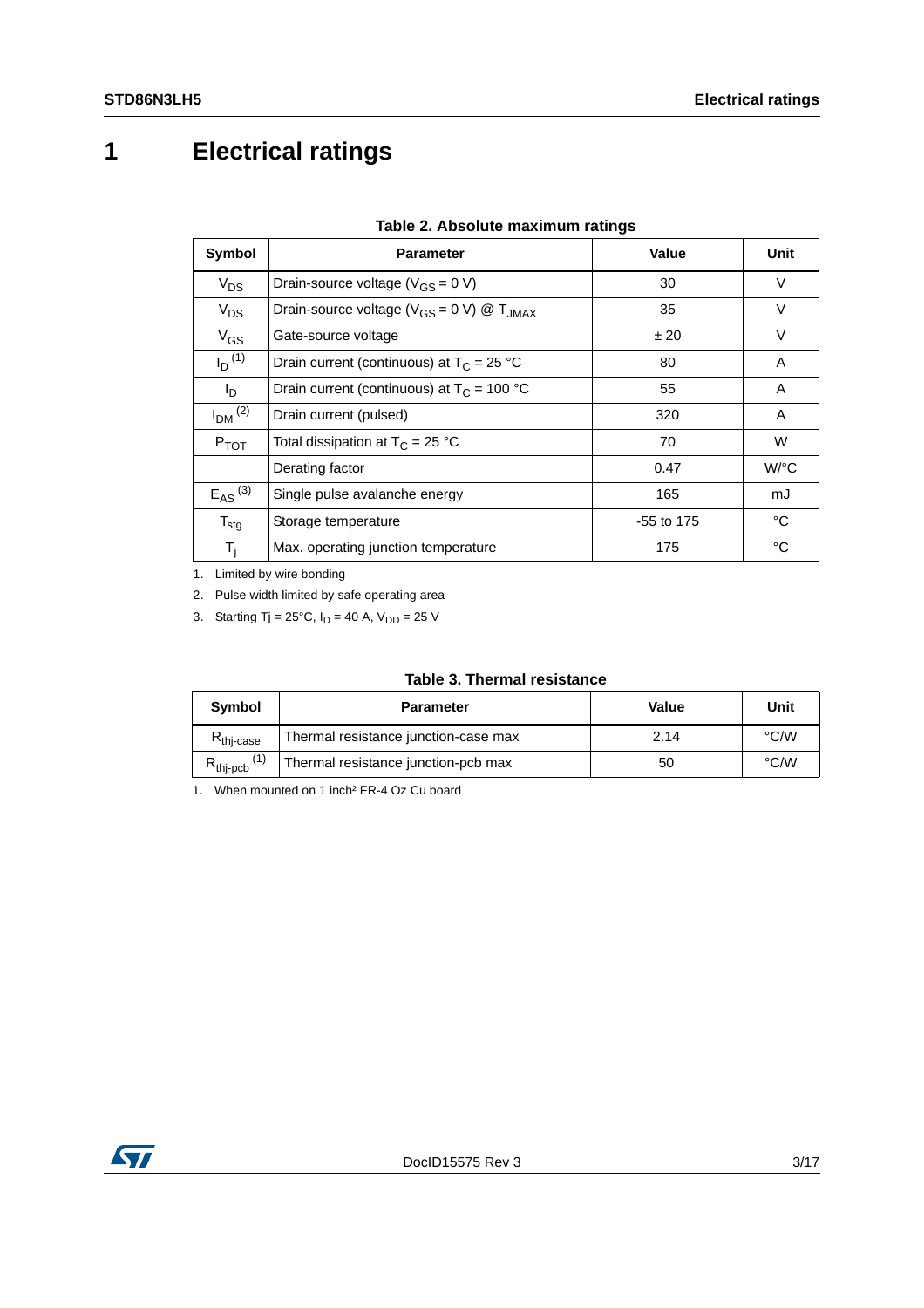# 1 Electrical ratings

**Table 2. Absolute maximum ratings**

| Symbol | Parameter | Value | Unit |
|---|---|---|---|
| $V_{DS}$ | Drain-source voltage ($V_{GS}$ = 0 V) | 30 | V |
| $V_{DS}$ | Drain-source voltage ($V_{GS}$ = 0 V) @ $T_{JMAX}$ | 35 | V |
| $V_{GS}$ | Gate-source voltage | ± 20 | V |
| $I_D$ [(1)] | Drain current (continuous) at $T_C$ = 25 °C | 80 | A |
| $I_D$ | Drain current (continuous) at $T_C$ = 100 °C | 55 | A |
| $I_{DM}$ [(2)] | Drain current (pulsed) | 320 | A |
| $P_{TOT}$ | Total dissipation at $T_C$ = 25 °C | 70 | W |
| | Derating factor | 0.47 | W/°C |
| $E_{AS}$ [(3)] | Single pulse avalanche energy | 165 | mJ |
| $T_{stg}$ | Storage temperature | -55 to 175 | °C |
| $T_j$ | Max. operating junction temperature | 175 | °C |

1. Limited by wire bonding
2. Pulse width limited by safe operating area
3. Starting Tj = 25°C, $I_D$ = 40 A, $V_{DD}$ = 25 V

**Table 3. Thermal resistance**

| Symbol | Parameter | Value | Unit |
|---|---|---|---|
| $R_{thj\text{-}case}$ | Thermal resistance junction-case max | 2.14 | °C/W |
| $R_{thj\text{-}pcb}$ [(1)] | Thermal resistance junction-pcb max | 50 | °C/W |

1. When mounted on 1 inch² FR-4 Oz Cu board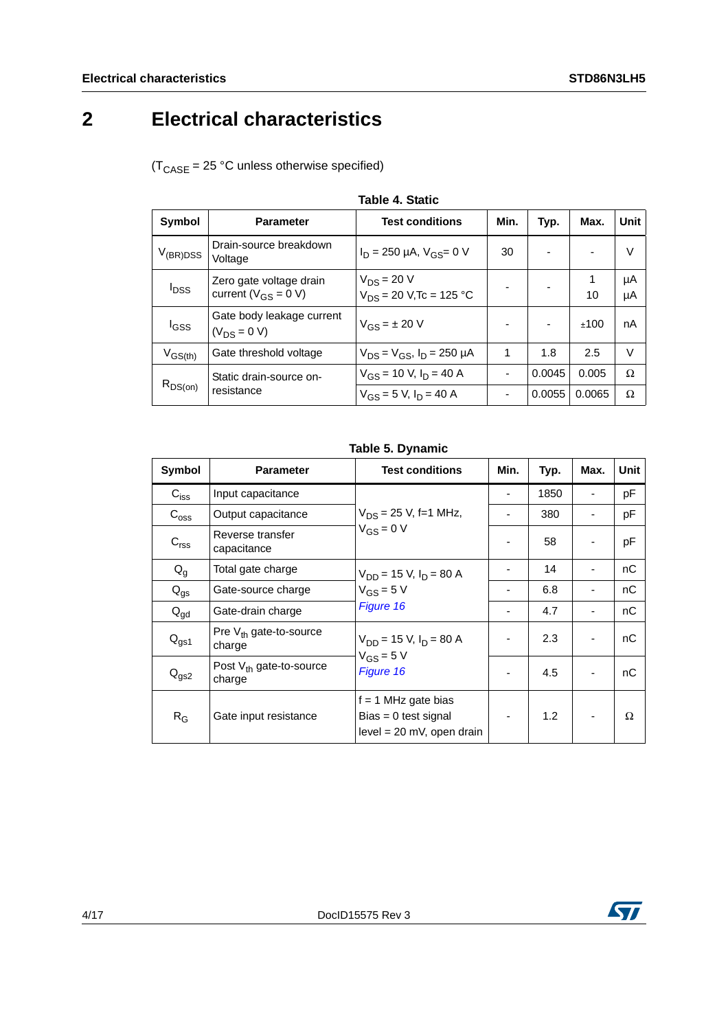# 2 Electrical characteristics

($T_{CASE}$ = 25 °C unless otherwise specified)

**Table 4. Static**

| Symbol | Parameter | Test conditions | Min. | Typ. | Max. | Unit |
|---|---|---|---|---|---|---|
| $V_{(BR)DSS}$ | Drain-source breakdown Voltage | $I_D$ = 250 µA, $V_{GS}$= 0 V | 30 | - | - | V |
| $I_{DSS}$ | Zero gate voltage drain current ($V_{GS}$ = 0 V) | $V_{DS}$ = 20 V<br>$V_{DS}$ = 20 V,Tc = 125 °C | - | - | 1<br>10 | µA<br>µA |
| $I_{GSS}$ | Gate body leakage current ($V_{DS}$ = 0 V) | $V_{GS}$ = ± 20 V | - | - | ±100 | nA |
| $V_{GS(th)}$ | Gate threshold voltage | $V_{DS}$ = $V_{GS}$, $I_D$ = 250 µA | 1 | 1.8 | 2.5 | V |
| $R_{DS(on)}$ | Static drain-source on-resistance | $V_{GS}$ = 10 V, $I_D$ = 40 A | - | 0.0045 | 0.005 | Ω |
| | | $V_{GS}$ = 5 V, $I_D$ = 40 A | - | 0.0055 | 0.0065 | Ω |

**Table 5. Dynamic**

| Symbol | Parameter | Test conditions | Min. | Typ. | Max. | Unit |
|---|---|---|---|---|---|---|
| $C_{iss}$ | Input capacitance | $V_{DS}$ = 25 V, f=1 MHz, $V_{GS}$ = 0 V | - | 1850 | - | pF |
| $C_{oss}$ | Output capacitance | | - | 380 | - | pF |
| $C_{rss}$ | Reverse transfer capacitance | | - | 58 | - | pF |
| $Q_g$ | Total gate charge | $V_{DD}$ = 15 V, $I_D$ = 80 A<br>$V_{GS}$ = 5 V<br>*Figure 16* | - | 14 | - | nC |
| $Q_{gs}$ | Gate-source charge | | - | 6.8 | - | nC |
| $Q_{gd}$ | Gate-drain charge | | - | 4.7 | - | nC |
| $Q_{gs1}$ | Pre $V_{th}$ gate-to-source charge | $V_{DD}$ = 15 V, $I_D$ = 80 A<br>$V_{GS}$ = 5 V<br>*Figure 16* | - | 2.3 | - | nC |
| $Q_{gs2}$ | Post $V_{th}$ gate-to-source charge | | - | 4.5 | - | nC |
| $R_G$ | Gate input resistance | f = 1 MHz gate bias<br>Bias = 0 test signal<br>level = 20 mV, open drain | - | 1.2 | - | Ω |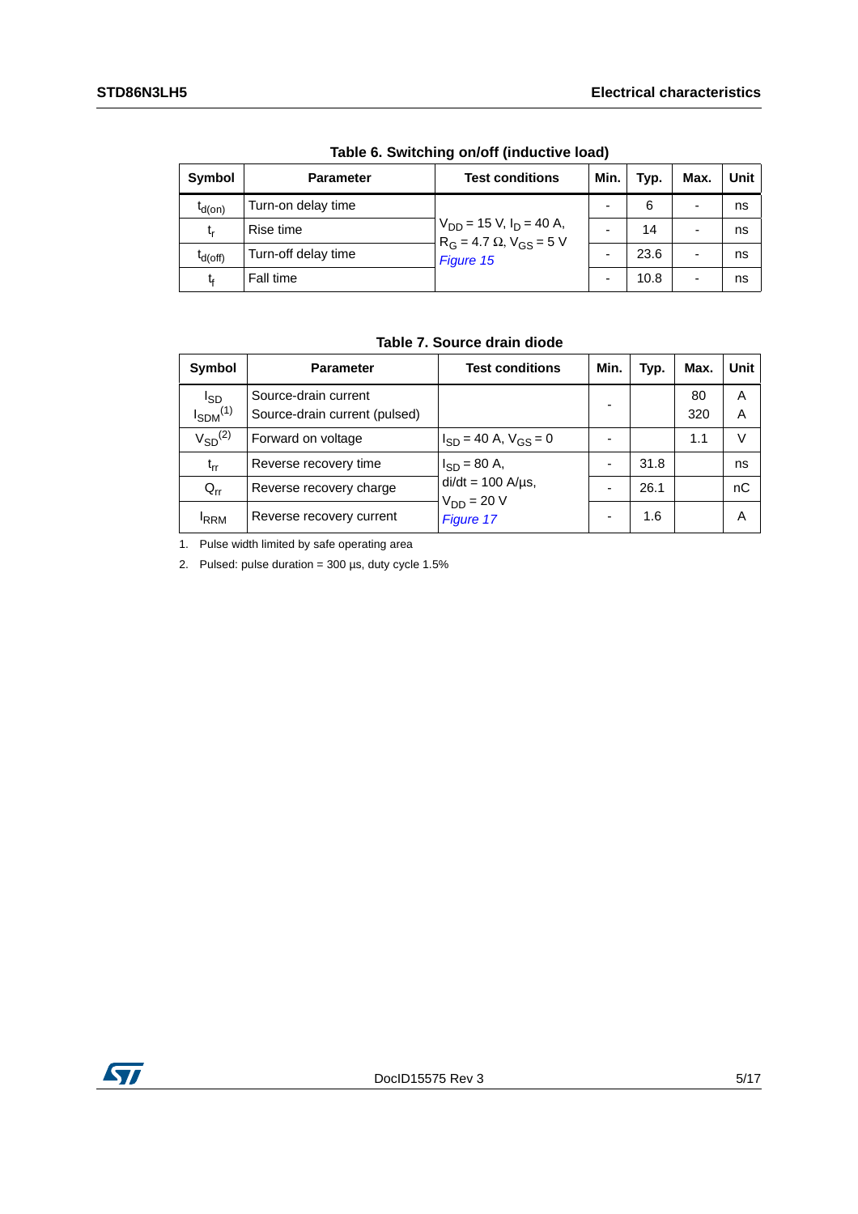Table 6. Switching on/off (inductive load)

| Symbol | Parameter | Test conditions | Min. | Typ. | Max. | Unit |
|---|---|---|---|---|---|---|
| $t_{d(on)}$ | Turn-on delay time | $V_{DD}$ = 15 V, $I_D$ = 40 A, $R_G$ = 4.7 Ω, $V_{GS}$ = 5 V *Figure 15* | - | 6 | - | ns |
| $t_r$ | Rise time | | - | 14 | - | ns |
| $t_{d(off)}$ | Turn-off delay time | | - | 23.6 | - | ns |
| $t_f$ | Fall time | | - | 10.8 | - | ns |

Table 7. Source drain diode

| Symbol | Parameter | Test conditions | Min. | Typ. | Max. | Unit |
|---|---|---|---|---|---|---|
| $I_{SD}$ | Source-drain current | | - | | 80 | A |
| $I_{SDM}$(1) | Source-drain current (pulsed) | | - | | 320 | A |
| $V_{SD}$(2) | Forward on voltage | $I_{SD}$ = 40 A, $V_{GS}$ = 0 | - | | 1.1 | V |
| $t_{rr}$ | Reverse recovery time | $I_{SD}$ = 80 A, di/dt = 100 A/µs, $V_{DD}$ = 20 V *Figure 17* | - | 31.8 | | ns |
| $Q_{rr}$ | Reverse recovery charge | | - | 26.1 | | nC |
| $I_{RRM}$ | Reverse recovery current | | - | 1.6 | | A |

1. Pulse width limited by safe operating area
2. Pulsed: pulse duration = 300 µs, duty cycle 1.5%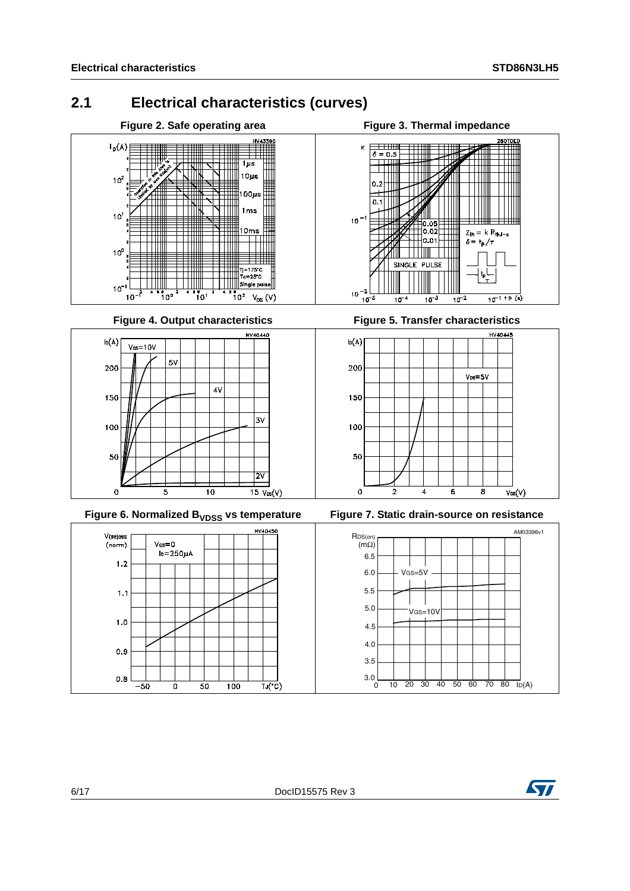## 2.1 Electrical characteristics (curves)

**Figure 2. Safe operating area**

**Figure 3. Thermal impedance**

**Figure 4. Output characteristics**

**Figure 5. Transfer characteristics**

**Figure 6. Normalized $B_{VDSS}$ vs temperature**

**Figure 7. Static drain-source on resistance**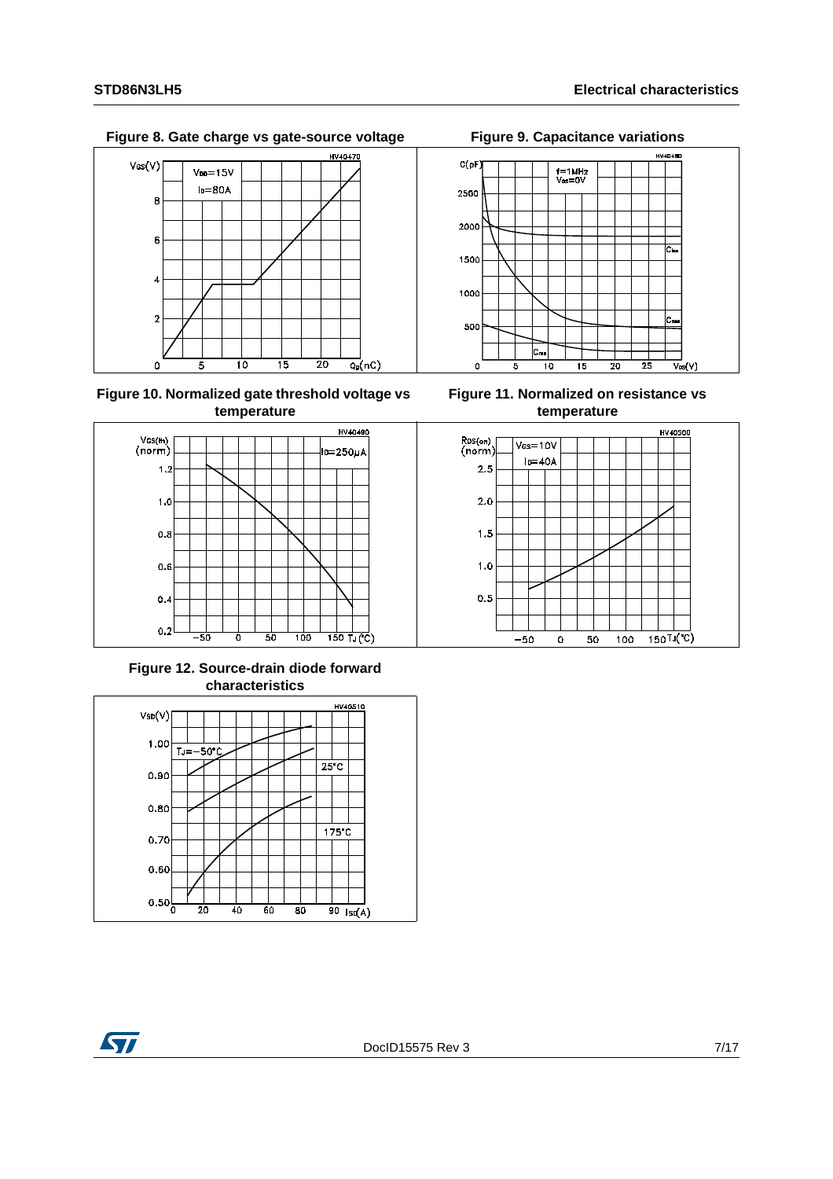Figure 8. Gate charge vs gate-source voltage

Figure 9. Capacitance variations

Figure 10. Normalized gate threshold voltage vs temperature

Figure 11. Normalized on resistance vs temperature

Figure 12. Source-drain diode forward characteristics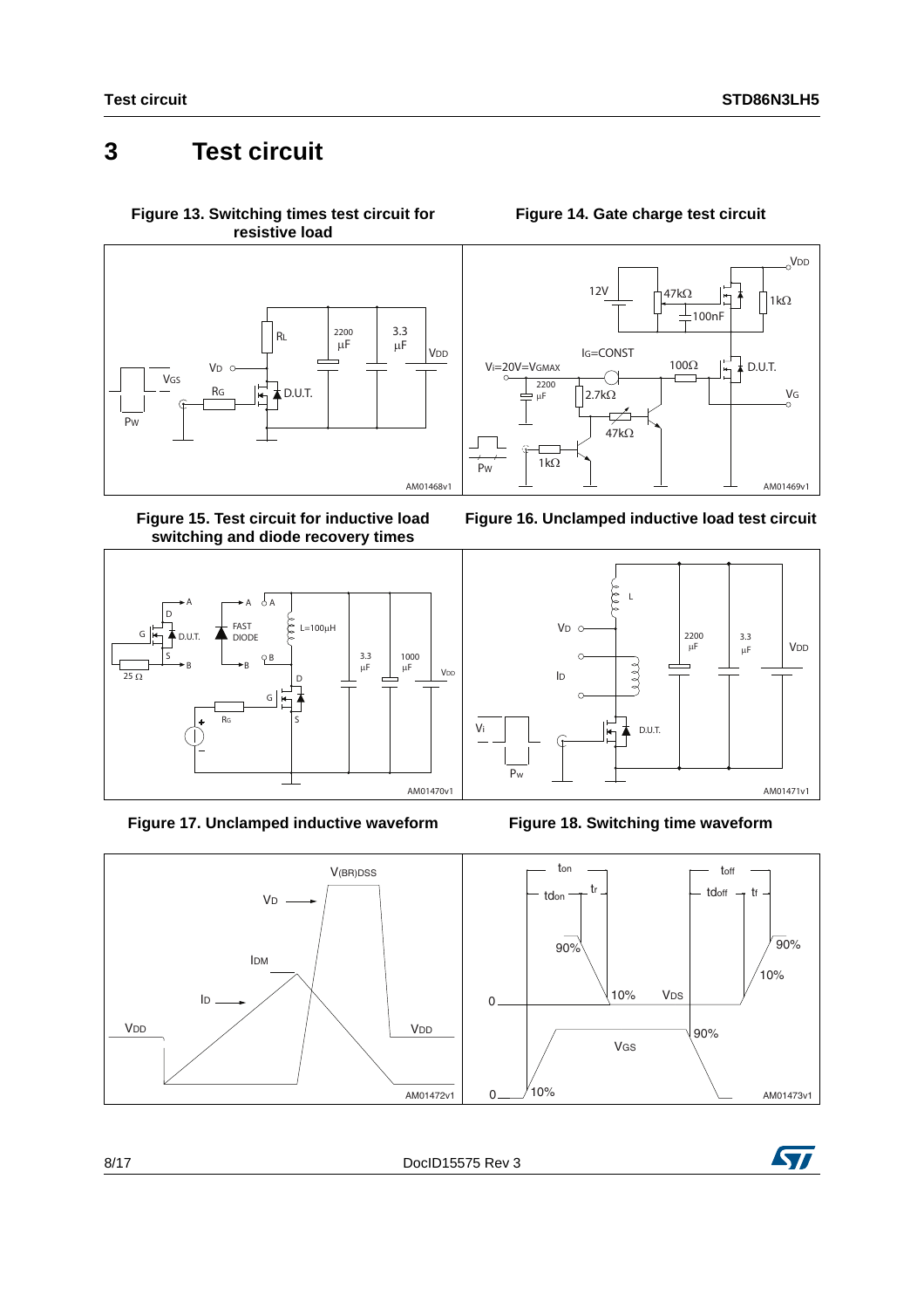# 3 Test circuit

Figure 13. Switching times test circuit for resistive load

Figure 14. Gate charge test circuit

Figure 15. Test circuit for inductive load switching and diode recovery times

Figure 16. Unclamped inductive load test circuit

Figure 17. Unclamped inductive waveform

Figure 18. Switching time waveform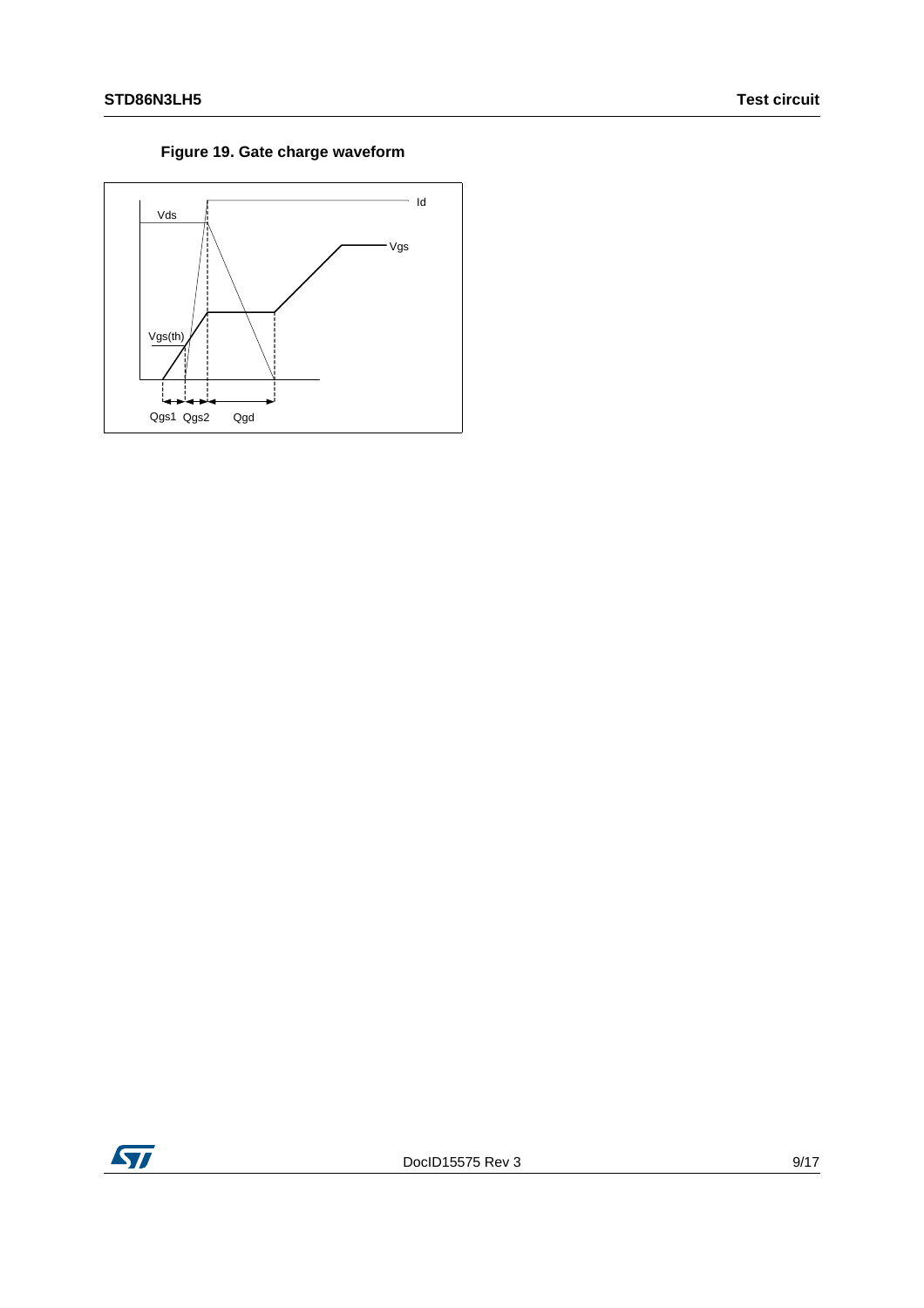**Figure 19. Gate charge waveform**

Id

Vds

Vgs

Vgs(th)

Qgs1 Qgs2 Qgd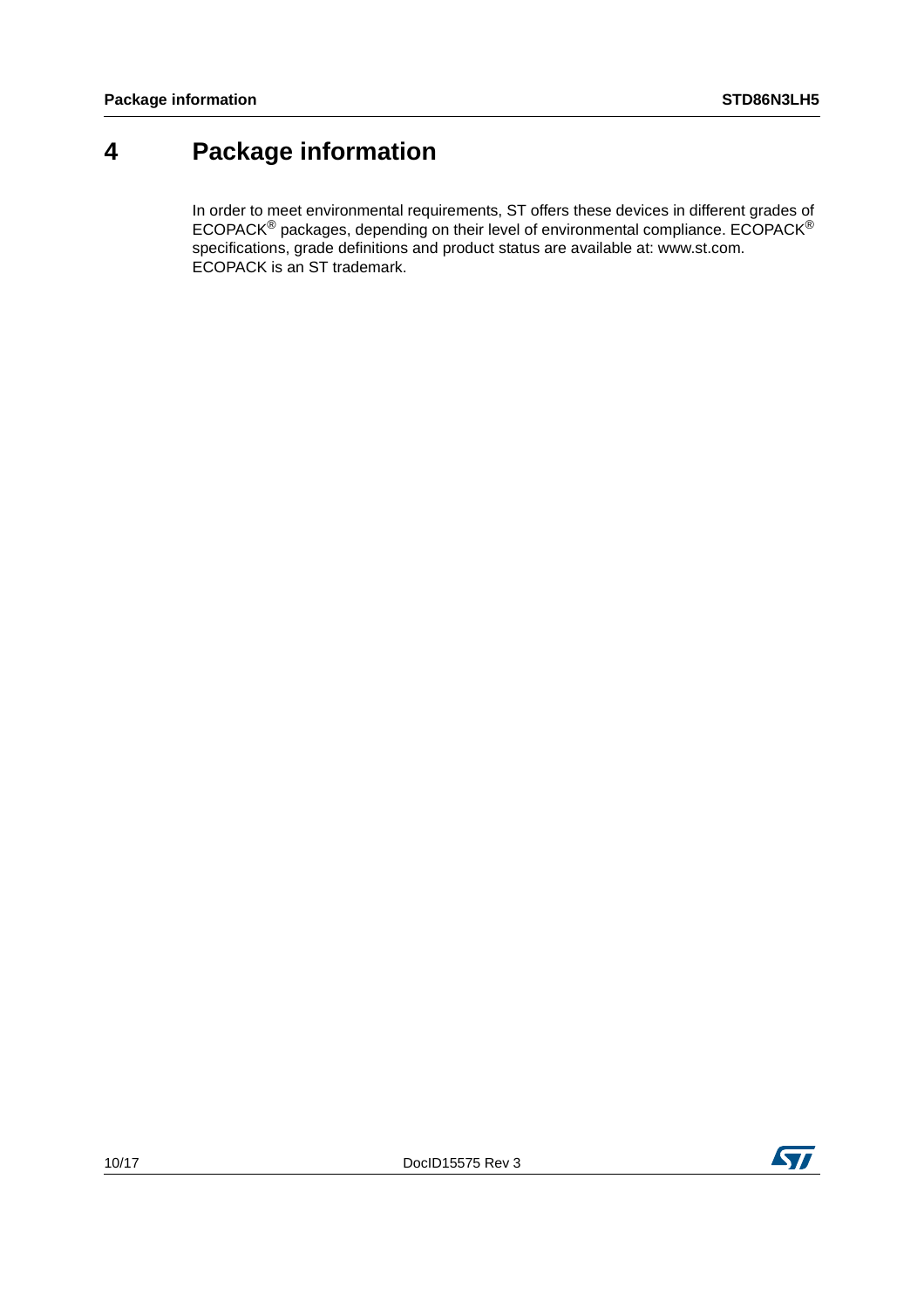# 4 Package information

In order to meet environmental requirements, ST offers these devices in different grades of ECOPACK® packages, depending on their level of environmental compliance. ECOPACK® specifications, grade definitions and product status are available at: www.st.com. ECOPACK is an ST trademark.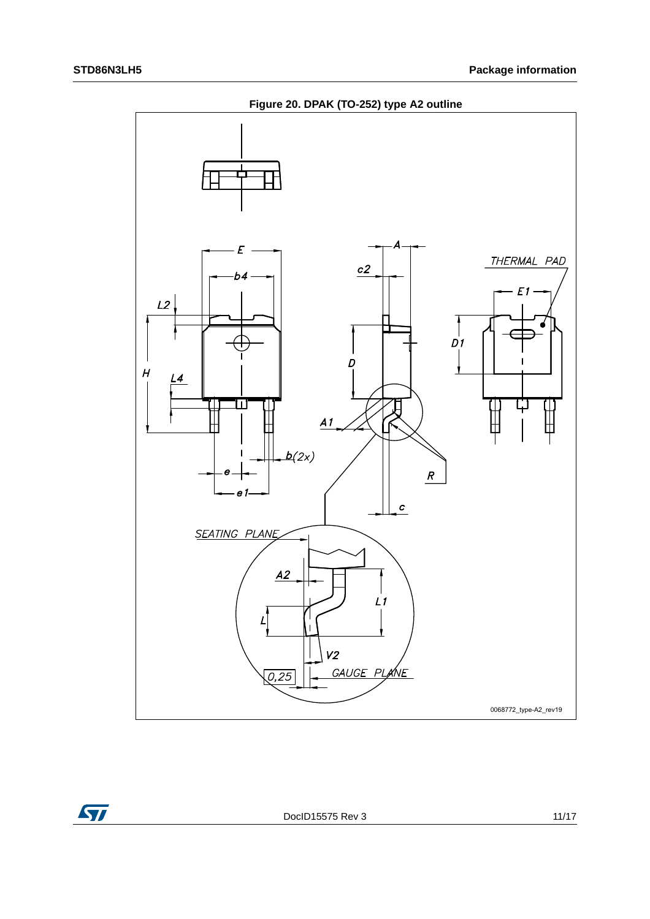**Figure 20. DPAK (TO-252) type A2 outline**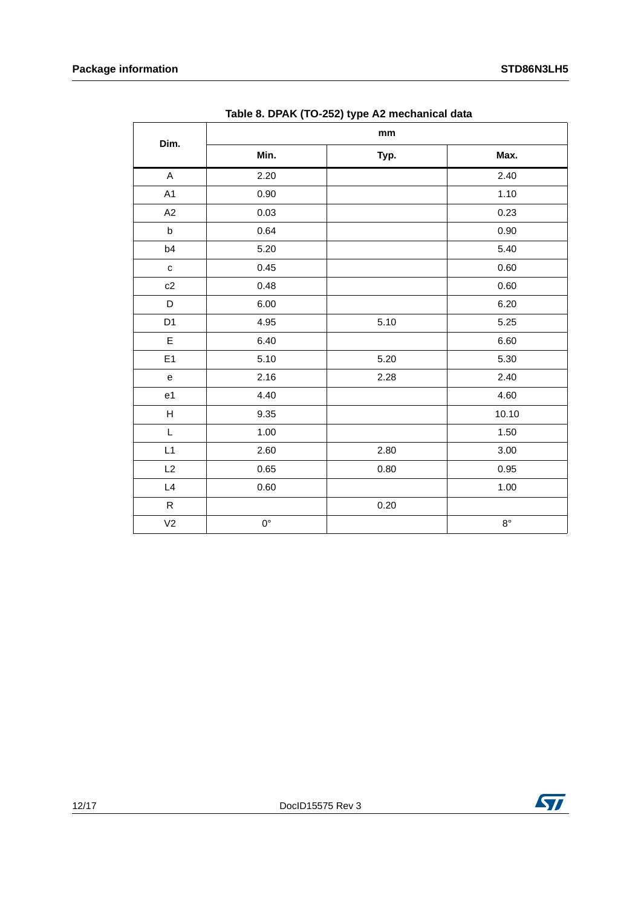Table 8. DPAK (TO-252) type A2 mechanical data

| Dim. | mm | | |
|---|---|---|---|
| | Min. | Typ. | Max. |
| A | 2.20 | | 2.40 |
| A1 | 0.90 | | 1.10 |
| A2 | 0.03 | | 0.23 |
| b | 0.64 | | 0.90 |
| b4 | 5.20 | | 5.40 |
| c | 0.45 | | 0.60 |
| c2 | 0.48 | | 0.60 |
| D | 6.00 | | 6.20 |
| D1 | 4.95 | 5.10 | 5.25 |
| E | 6.40 | | 6.60 |
| E1 | 5.10 | 5.20 | 5.30 |
| e | 2.16 | 2.28 | 2.40 |
| e1 | 4.40 | | 4.60 |
| H | 9.35 | | 10.10 |
| L | 1.00 | | 1.50 |
| L1 | 2.60 | 2.80 | 3.00 |
| L2 | 0.65 | 0.80 | 0.95 |
| L4 | 0.60 | | 1.00 |
| R | | 0.20 | |
| V2 | 0° | | 8° |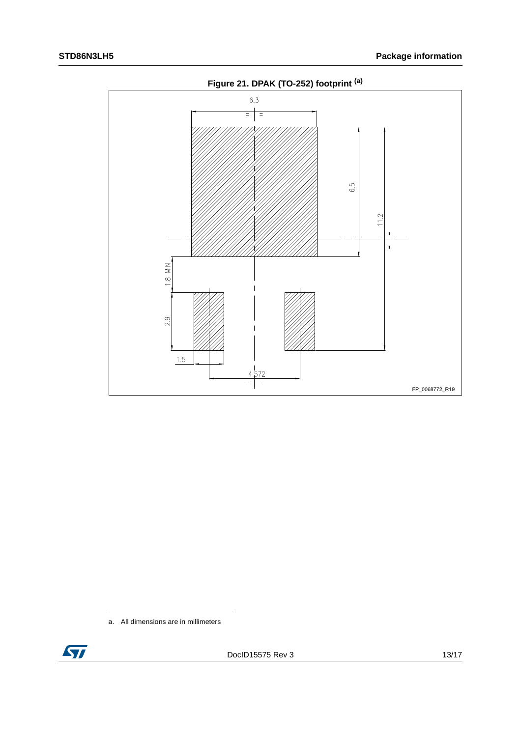**Figure 21. DPAK (TO-252) footprint (a)**

a. All dimensions are in millimeters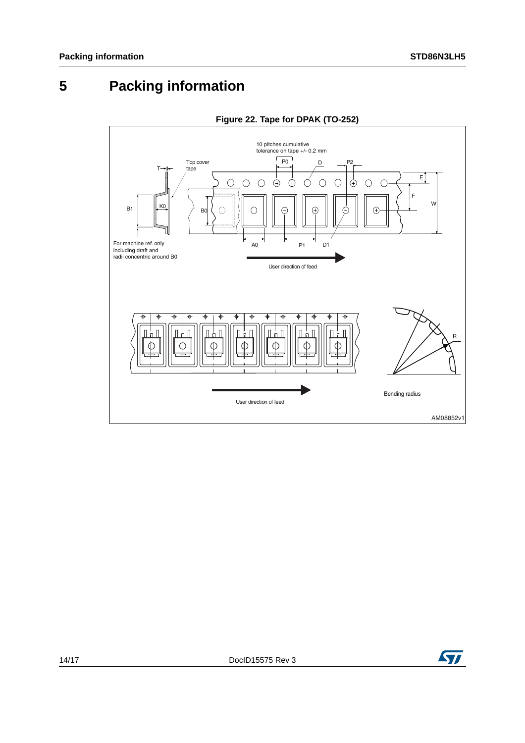# 5 Packing information

**Figure 22. Tape for DPAK (TO-252)**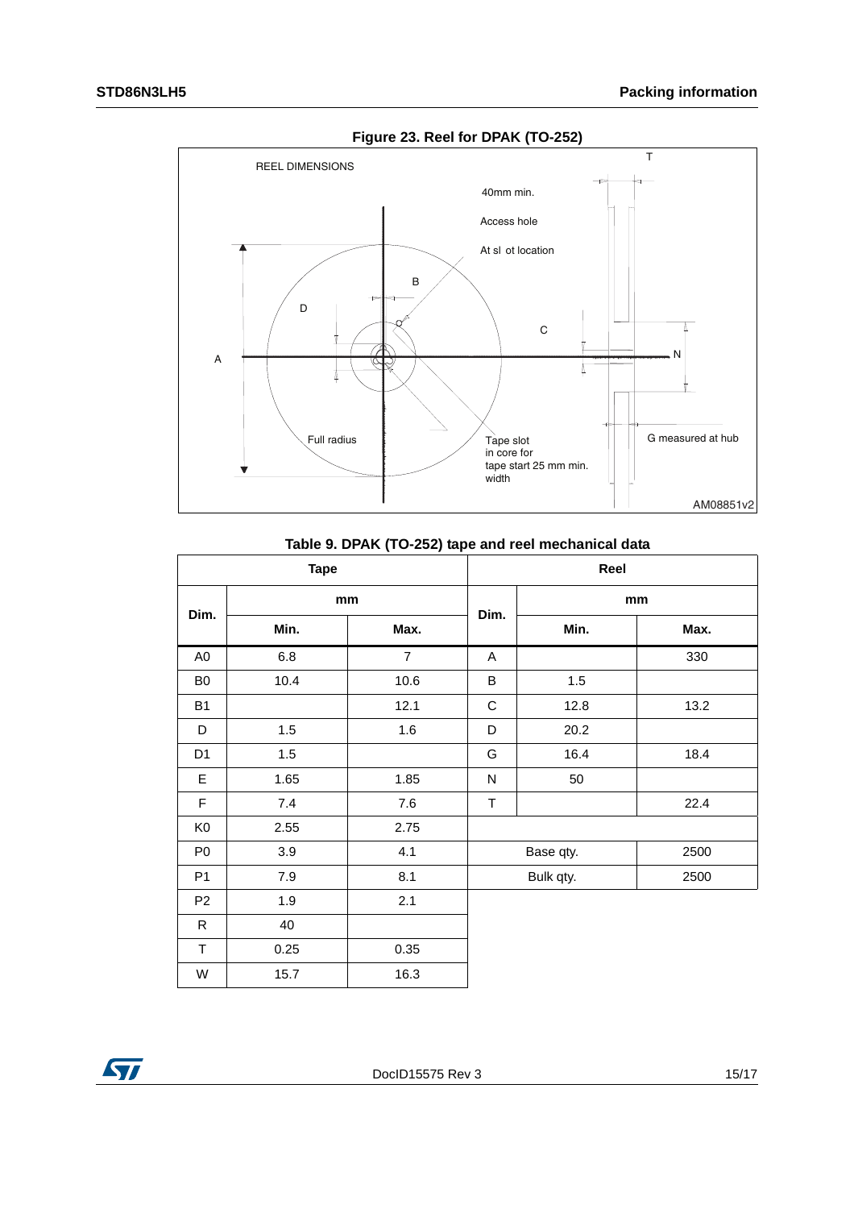**Figure 23. Reel for DPAK (TO-252)**

REEL DIMENSIONS

40mm min.

Access hole

At sl ot location

Full radius

Tape slot in core for tape start 25 mm min. width

G measured at hub

AM08851v2

**Table 9. DPAK (TO-252) tape and reel mechanical data**

| Tape | | | Reel | | |
|---|---|---|---|---|---|
| Dim. | mm | | Dim. | mm | |
| | Min. | Max. | | Min. | Max. |
| A0 | 6.8 | 7 | A | | 330 |
| B0 | 10.4 | 10.6 | B | 1.5 | |
| B1 | | 12.1 | C | 12.8 | 13.2 |
| D | 1.5 | 1.6 | D | 20.2 | |
| D1 | 1.5 | | G | 16.4 | 18.4 |
| E | 1.65 | 1.85 | N | 50 | |
| F | 7.4 | 7.6 | T | | 22.4 |
| K0 | 2.55 | 2.75 | | | |
| P0 | 3.9 | 4.1 | Base qty. | | 2500 |
| P1 | 7.9 | 8.1 | Bulk qty. | | 2500 |
| P2 | 1.9 | 2.1 | | | |
| R | 40 | | | | |
| T | 0.25 | 0.35 | | | |
| W | 15.7 | 16.3 | | | |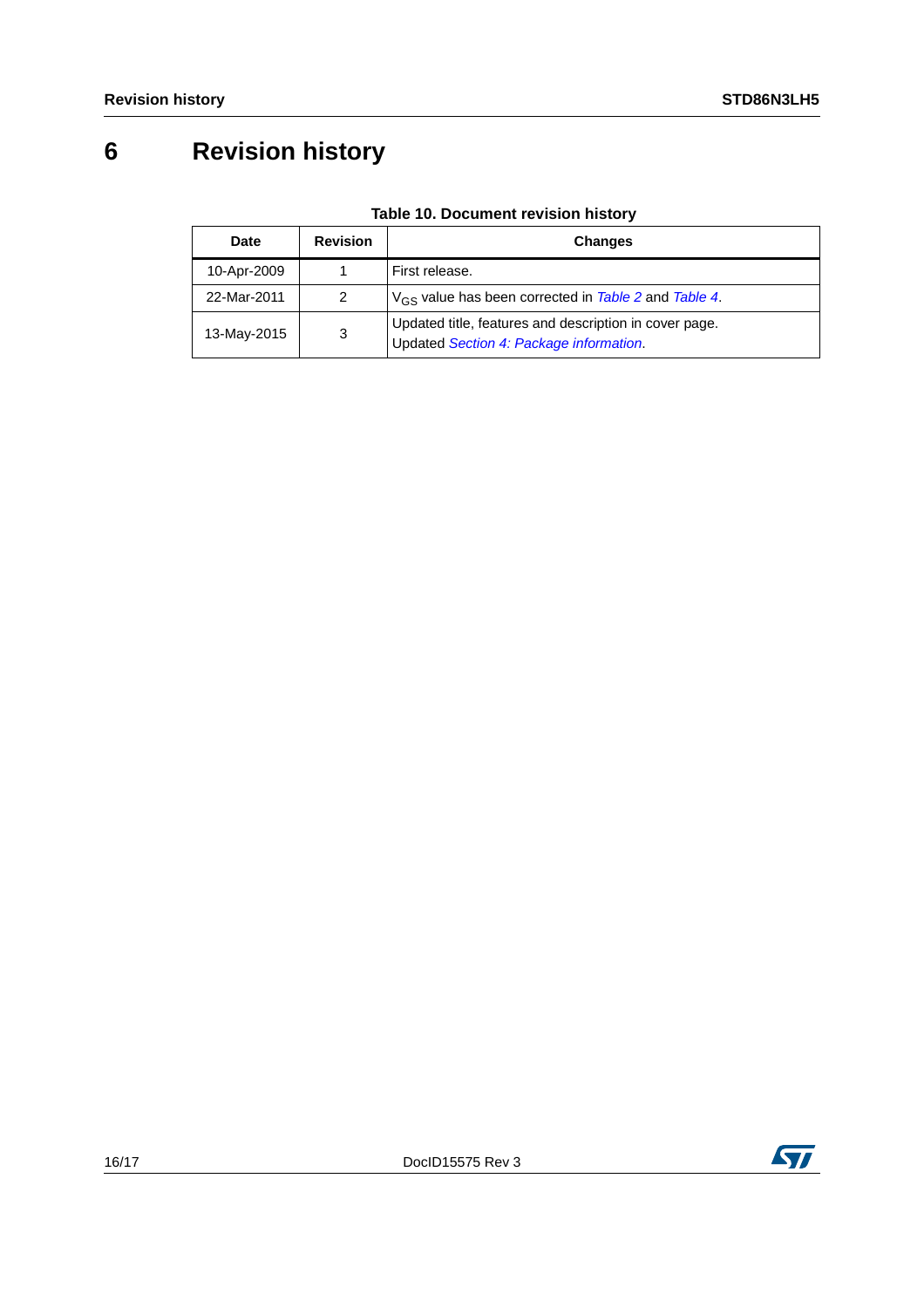# 6 Revision history

**Table 10. Document revision history**

| Date | Revision | Changes |
|---|---|---|
| 10-Apr-2009 | 1 | First release. |
| 22-Mar-2011 | 2 | $V_{GS}$ value has been corrected in *Table 2* and *Table 4*. |
| 13-May-2015 | 3 | Updated title, features and description in cover page.<br>Updated *Section 4: Package information*. |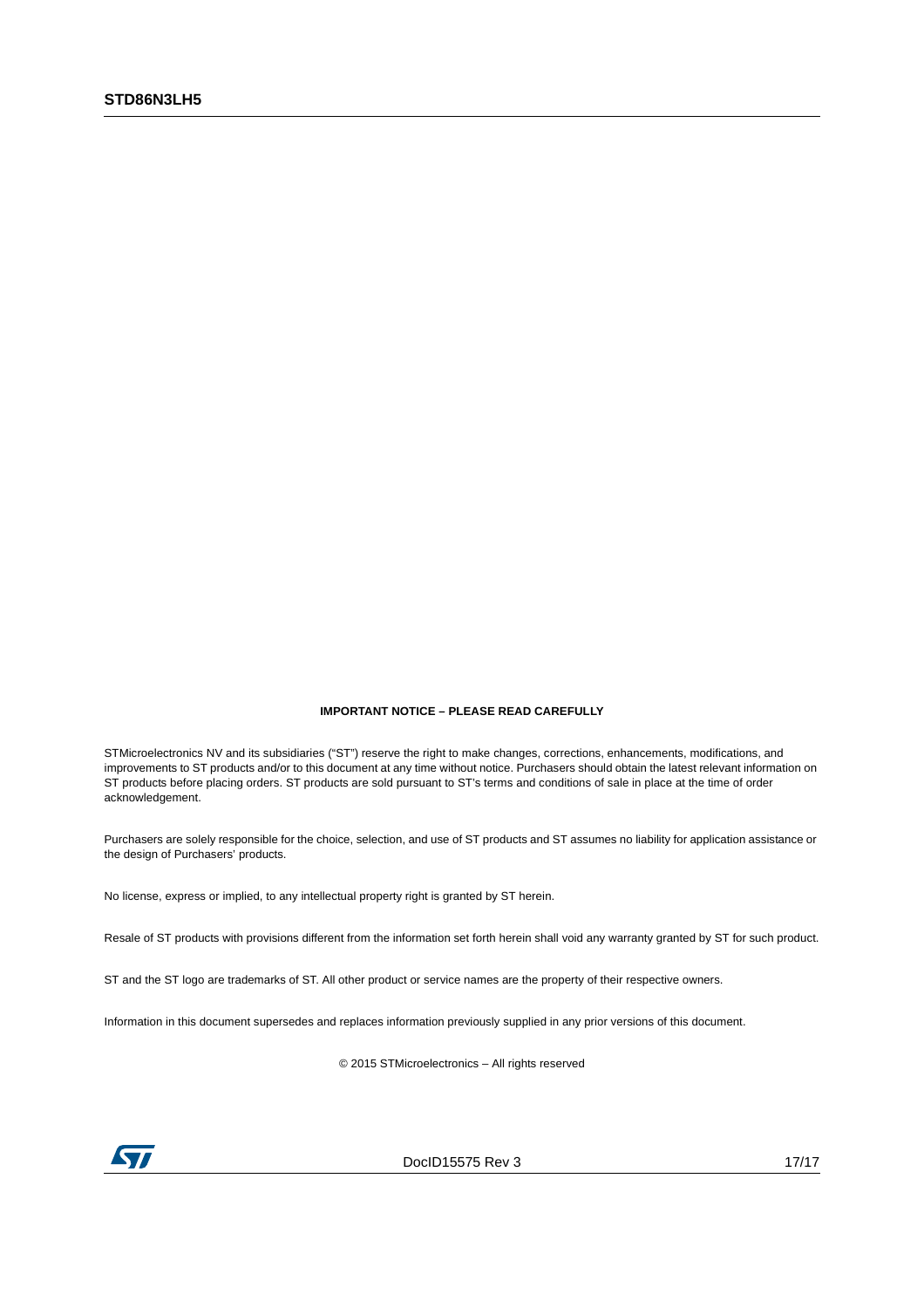**IMPORTANT NOTICE – PLEASE READ CAREFULLY**

STMicroelectronics NV and its subsidiaries ("ST") reserve the right to make changes, corrections, enhancements, modifications, and improvements to ST products and/or to this document at any time without notice. Purchasers should obtain the latest relevant information on ST products before placing orders. ST products are sold pursuant to ST's terms and conditions of sale in place at the time of order acknowledgement.

Purchasers are solely responsible for the choice, selection, and use of ST products and ST assumes no liability for application assistance or the design of Purchasers' products.

No license, express or implied, to any intellectual property right is granted by ST herein.

Resale of ST products with provisions different from the information set forth herein shall void any warranty granted by ST for such product.

ST and the ST logo are trademarks of ST. All other product or service names are the property of their respective owners.

Information in this document supersedes and replaces information previously supplied in any prior versions of this document.

© 2015 STMicroelectronics – All rights reserved